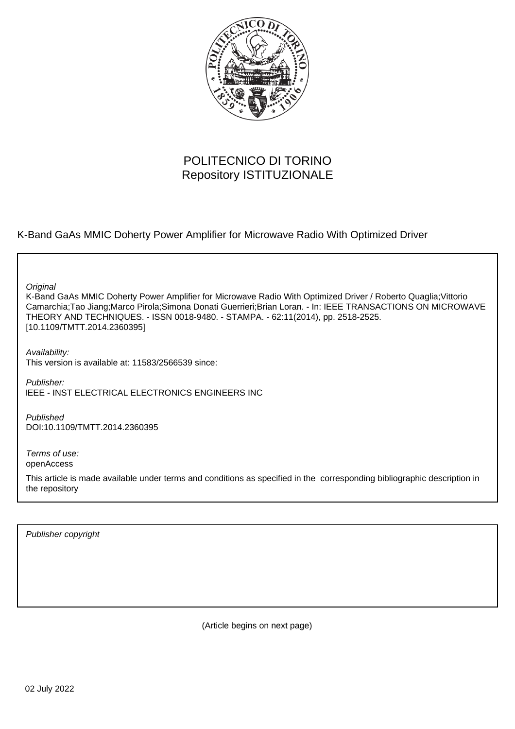POLITECNICO DI TORINO
Repository ISTITUZIONALE

K-Band GaAs MMIC Doherty Power Amplifier for Microwave Radio With Optimized Driver

*Original*
K-Band GaAs MMIC Doherty Power Amplifier for Microwave Radio With Optimized Driver / Roberto Quaglia;Vittorio Camarchia;Tao Jiang;Marco Pirola;Simona Donati Guerrieri;Brian Loran. - In: IEEE TRANSACTIONS ON MICROWAVE THEORY AND TECHNIQUES. - ISSN 0018-9480. - STAMPA. - 62:11(2014), pp. 2518-2525. [10.1109/TMTT.2014.2360395]

*Availability:*
This version is available at: 11583/2566539 since:

*Publisher:*
IEEE - INST ELECTRICAL ELECTRONICS ENGINEERS INC

*Published*
DOI:10.1109/TMTT.2014.2360395

*Terms of use:*
openAccess

This article is made available under terms and conditions as specified in the corresponding bibliographic description in the repository

*Publisher copyright*

(Article begins on next page)

02 July 2022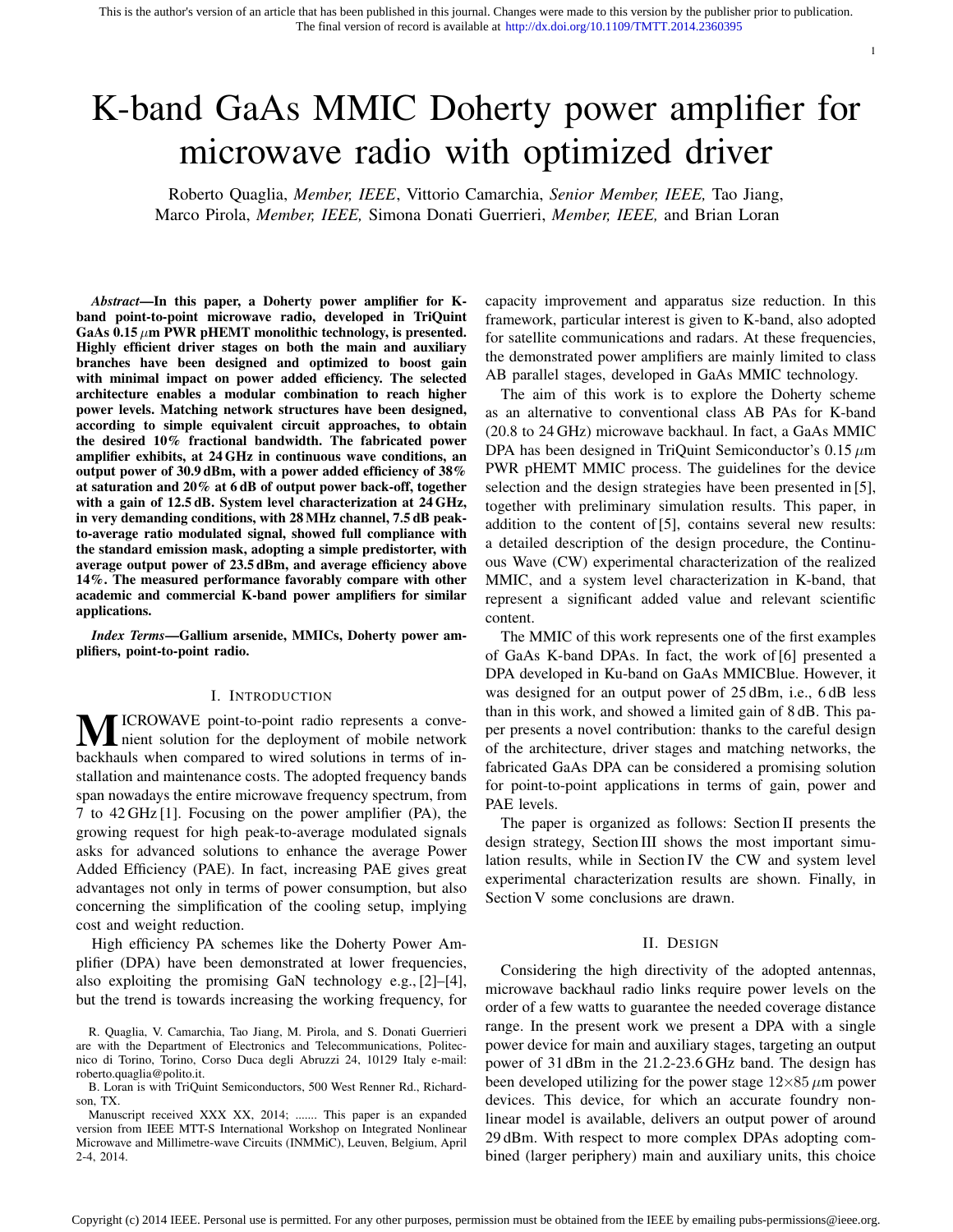# K-band GaAs MMIC Doherty power amplifier for microwave radio with optimized driver

Roberto Quaglia, *Member, IEEE*, Vittorio Camarchia, *Senior Member, IEEE,* Tao Jiang, Marco Pirola, *Member, IEEE,* Simona Donati Guerrieri, *Member, IEEE,* and Brian Loran

***Abstract*—In this paper, a Doherty power amplifier for K-band point-to-point microwave radio, developed in TriQuint GaAs 0.15 $\mu$m PWR pHEMT monolithic technology, is presented. Highly efficient driver stages on both the main and auxiliary branches have been designed and optimized to boost gain with minimal impact on power added efficiency. The selected architecture enables a modular combination to reach higher power levels. Matching network structures have been designed, according to simple equivalent circuit approaches, to obtain the desired 10% fractional bandwidth. The fabricated power amplifier exhibits, at 24 GHz in continuous wave conditions, an output power of 30.9 dBm, with a power added efficiency of 38% at saturation and 20% at 6 dB of output power back-off, together with a gain of 12.5 dB. System level characterization at 24 GHz, in very demanding conditions, with 28 MHz channel, 7.5 dB peak-to-average ratio modulated signal, showed full compliance with the standard emission mask, adopting a simple predistorter, with average output power of 23.5 dBm, and average efficiency above 14%. The measured performance favorably compare with other academic and commercial K-band power amplifiers for similar applications.**

***Index Terms*—Gallium arsenide, MMICs, Doherty power amplifiers, point-to-point radio.**

## I. Introduction

Microwave point-to-point radio represents a convenient solution for the deployment of mobile network backhauls when compared to wired solutions in terms of installation and maintenance costs. The adopted frequency bands span nowadays the entire microwave frequency spectrum, from 7 to 42 GHz [1]. Focusing on the power amplifier (PA), the growing request for high peak-to-average modulated signals asks for advanced solutions to enhance the average Power Added Efficiency (PAE). In fact, increasing PAE gives great advantages not only in terms of power consumption, but also concerning the simplification of the cooling setup, implying cost and weight reduction.

High efficiency PA schemes like the Doherty Power Amplifier (DPA) have been demonstrated at lower frequencies, also exploiting the promising GaN technology e.g., [2]–[4], but the trend is towards increasing the working frequency, for capacity improvement and apparatus size reduction. In this framework, particular interest is given to K-band, also adopted for satellite communications and radars. At these frequencies, the demonstrated power amplifiers are mainly limited to class AB parallel stages, developed in GaAs MMIC technology.

The aim of this work is to explore the Doherty scheme as an alternative to conventional class AB PAs for K-band (20.8 to 24 GHz) microwave backhaul. In fact, a GaAs MMIC DPA has been designed in TriQuint Semiconductor's 0.15 $\mu$m PWR pHEMT MMIC process. The guidelines for the device selection and the design strategies have been presented in [5], together with preliminary simulation results. This paper, in addition to the content of [5], contains several new results: a detailed description of the design procedure, the Continuous Wave (CW) experimental characterization of the realized MMIC, and a system level characterization in K-band, that represent a significant added value and relevant scientific content.

The MMIC of this work represents one of the first examples of GaAs K-band DPAs. In fact, the work of [6] presented a DPA developed in Ku-band on GaAs MMICBlue. However, it was designed for an output power of 25 dBm, i.e., 6 dB less than in this work, and showed a limited gain of 8 dB. This paper presents a novel contribution: thanks to the careful design of the architecture, driver stages and matching networks, the fabricated GaAs DPA can be considered a promising solution for point-to-point applications in terms of gain, power and PAE levels.

The paper is organized as follows: Section II presents the design strategy, Section III shows the most important simulation results, while in Section IV the CW and system level experimental characterization results are shown. Finally, in Section V some conclusions are drawn.

## II. Design

Considering the high directivity of the adopted antennas, microwave backhaul radio links require power levels on the order of a few watts to guarantee the needed coverage distance range. In the present work we present a DPA with a single power device for main and auxiliary stages, targeting an output power of 31 dBm in the 21.2-23.6 GHz band. The design has been developed utilizing for the power stage $12{\times}85\,\mu$m power devices. This device, for which an accurate foundry nonlinear model is available, delivers an output power of around 29 dBm. With respect to more complex DPAs adopting combined (larger periphery) main and auxiliary units, this choice

R. Quaglia, V. Camarchia, Tao Jiang, M. Pirola, and S. Donati Guerrieri are with the Department of Electronics and Telecommunications, Politecnico di Torino, Torino, Corso Duca degli Abruzzi 24, 10129 Italy e-mail: roberto.quaglia@polito.it.

B. Loran is with TriQuint Semiconductors, 500 West Renner Rd., Richardson, TX.

Manuscript received XXX XX, 2014; ....... This paper is an expanded version from IEEE MTT-S International Workshop on Integrated Nonlinear Microwave and Millimetre-wave Circuits (INMMiC), Leuven, Belgium, April 2-4, 2014.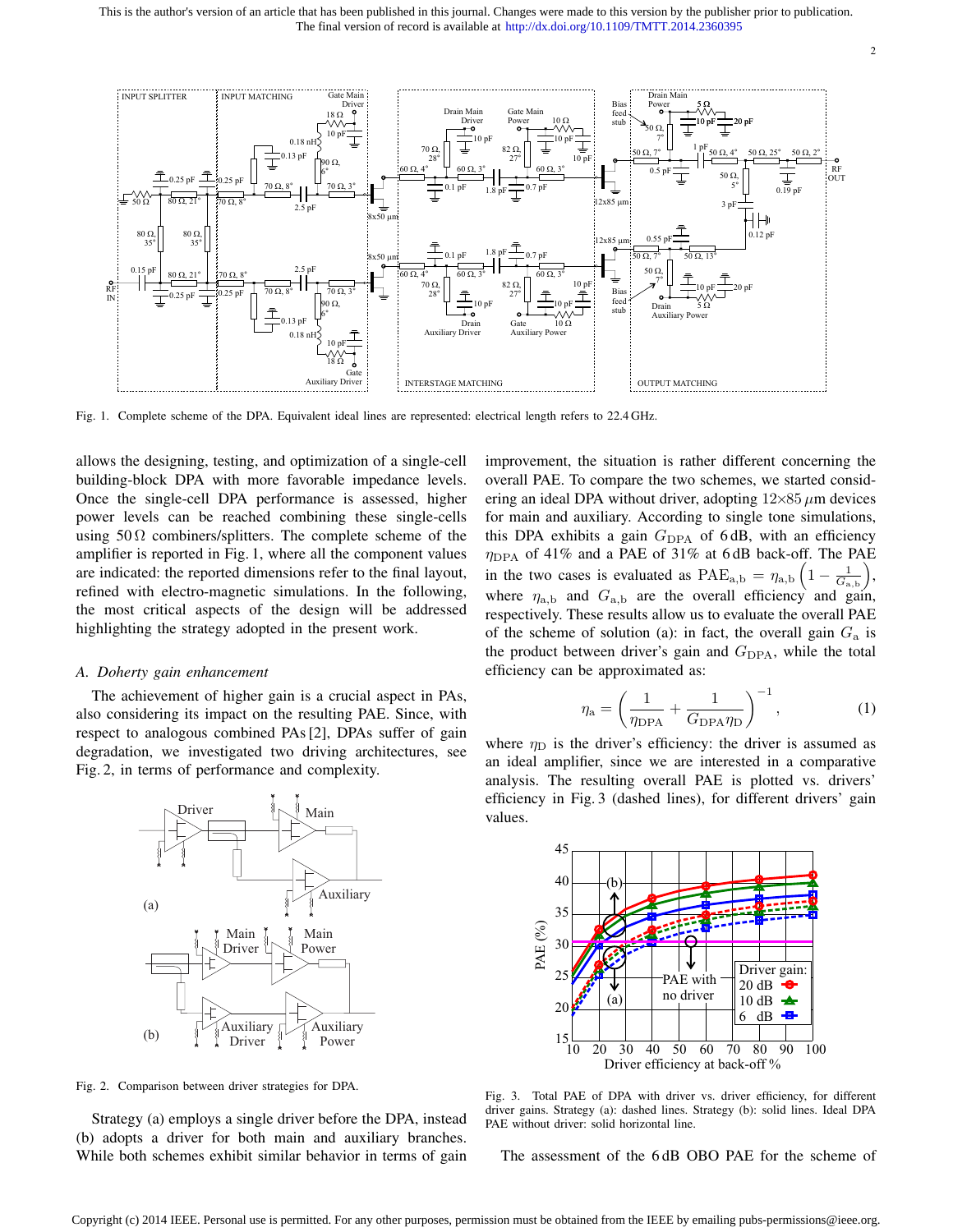Fig. 1. Complete scheme of the DPA. Equivalent ideal lines are represented: electrical length refers to 22.4 GHz.

allows the designing, testing, and optimization of a single-cell building-block DPA with more favorable impedance levels. Once the single-cell DPA performance is assessed, higher power levels can be reached combining these single-cells using 50 Ω combiners/splitters. The complete scheme of the amplifier is reported in Fig. 1, where all the component values are indicated: the reported dimensions refer to the final layout, refined with electro-magnetic simulations. In the following, the most critical aspects of the design will be addressed highlighting the strategy adopted in the present work.

### A. Doherty gain enhancement

The achievement of higher gain is a crucial aspect in PAs, also considering its impact on the resulting PAE. Since, with respect to analogous combined PAs [2], DPAs suffer of gain degradation, we investigated two driving architectures, see Fig. 2, in terms of performance and complexity.

Fig. 2. Comparison between driver strategies for DPA.

Strategy (a) employs a single driver before the DPA, instead (b) adopts a driver for both main and auxiliary branches. While both schemes exhibit similar behavior in terms of gain improvement, the situation is rather different concerning the overall PAE. To compare the two schemes, we started considering an ideal DPA without driver, adopting 12×85 $\mu$m devices for main and auxiliary. According to single tone simulations, this DPA exhibits a gain $G_{\mathrm{DPA}}$ of 6 dB, with an efficiency $\eta_{\mathrm{DPA}}$ of 41% and a PAE of 31% at 6 dB back-off. The PAE in the two cases is evaluated as $\mathrm{PAE}_{\mathrm{a,b}} = \eta_{\mathrm{a,b}} \left(1 - \frac{1}{G_{\mathrm{a,b}}}\right)$, where $\eta_{\mathrm{a,b}}$ and $G_{\mathrm{a,b}}$ are the overall efficiency and gain, respectively. These results allow us to evaluate the overall PAE of the scheme of solution (a): in fact, the overall gain $G_{\mathrm{a}}$ is the product between driver's gain and $G_{\mathrm{DPA}}$, while the total efficiency can be approximated as:

$$\eta_{\mathrm{a}} = \left(\frac{1}{\eta_{\mathrm{DPA}}} + \frac{1}{G_{\mathrm{DPA}}\eta_{\mathrm{D}}}\right)^{-1}, \tag{1}$$

where $\eta_{\mathrm{D}}$ is the driver's efficiency: the driver is assumed as an ideal amplifier, since we are interested in a comparative analysis. The resulting overall PAE is plotted vs. drivers' efficiency in Fig. 3 (dashed lines), for different drivers' gain values.

Fig. 3. Total PAE of DPA with driver vs. driver efficiency, for different driver gains. Strategy (a): dashed lines. Strategy (b): solid lines. Ideal DPA PAE without driver: solid horizontal line.

The assessment of the 6 dB OBO PAE for the scheme of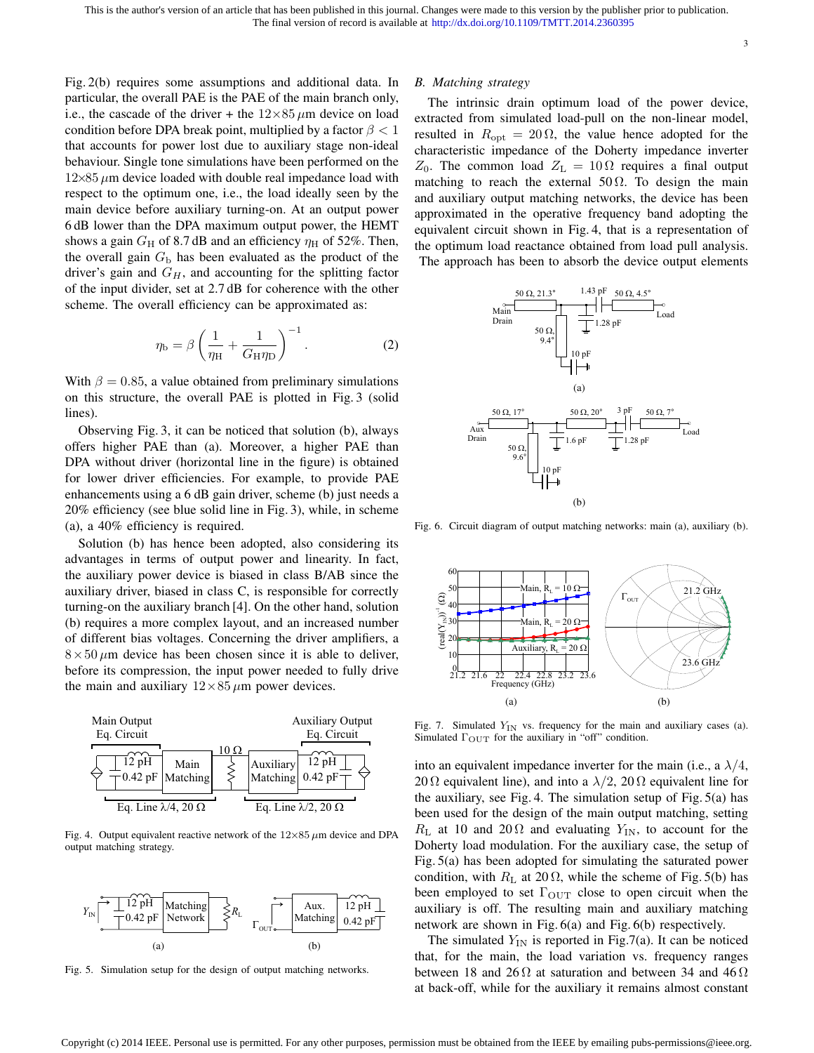Fig. 2(b) requires some assumptions and additional data. In particular, the overall PAE is the PAE of the main branch only, i.e., the cascade of the driver + the $12{\times}85\,\mu$m device on load condition before DPA break point, multiplied by a factor $\beta < 1$ that accounts for power lost due to auxiliary stage non-ideal behaviour. Single tone simulations have been performed on the $12{\times}85\,\mu$m device loaded with double real impedance load with respect to the optimum one, i.e., the load ideally seen by the main device before auxiliary turning-on. At an output power 6 dB lower than the DPA maximum output power, the HEMT shows a gain $G_{\mathrm{H}}$ of 8.7 dB and an efficiency $\eta_{\mathrm{H}}$ of 52%. Then, the overall gain $G_{\mathrm{b}}$ has been evaluated as the product of the driver's gain and $G_H$, and accounting for the splitting factor of the input divider, set at 2.7 dB for coherence with the other scheme. The overall efficiency can be approximated as:

$$\eta_{\mathrm{b}} = \beta \left( \frac{1}{\eta_{\mathrm{H}}} + \frac{1}{G_{\mathrm{H}}\eta_{\mathrm{D}}} \right)^{-1}. \tag{2}$$

With $\beta = 0.85$, a value obtained from preliminary simulations on this structure, the overall PAE is plotted in Fig. 3 (solid lines).

Observing Fig. 3, it can be noticed that solution (b), always offers higher PAE than (a). Moreover, a higher PAE than DPA without driver (horizontal line in the figure) is obtained for lower driver efficiencies. For example, to provide PAE enhancements using a 6 dB gain driver, scheme (b) just needs a 20% efficiency (see blue solid line in Fig. 3), while, in scheme (a), a 40% efficiency is required.

Solution (b) has hence been adopted, also considering its advantages in terms of output power and linearity. In fact, the auxiliary power device is biased in class B/AB since the auxiliary driver, biased in class C, is responsible for correctly turning-on the auxiliary branch [4]. On the other hand, solution (b) requires a more complex layout, and an increased number of different bias voltages. Concerning the driver amplifiers, a $8\times50\,\mu$m device has been chosen since it is able to deliver, before its compression, the input power needed to fully drive the main and auxiliary $12\times85\,\mu$m power devices.

Fig. 4. Output equivalent reactive network of the $12{\times}85\,\mu$m device and DPA output matching strategy.

Fig. 5. Simulation setup for the design of output matching networks.

## B. Matching strategy

The intrinsic drain optimum load of the power device, extracted from simulated load-pull on the non-linear model, resulted in $R_{\mathrm{opt}} = 20\,\Omega$, the value hence adopted for the characteristic impedance of the Doherty impedance inverter $Z_0$. The common load $Z_{\mathrm{L}} = 10\,\Omega$ requires a final output matching to reach the external $50\,\Omega$. To design the main and auxiliary output matching networks, the device has been approximated in the operative frequency band adopting the equivalent circuit shown in Fig. 4, that is a representation of the optimum load reactance obtained from load pull analysis. The approach has been to absorb the device output elements into an equivalent impedance inverter for the main (i.e., a $\lambda/4$, $20\,\Omega$ equivalent line), and into a $\lambda/2$, $20\,\Omega$ equivalent line for the auxiliary, see Fig. 4. The simulation setup of Fig. 5(a) has been used for the design of the main output matching, setting $R_{\mathrm{L}}$ at 10 and $20\,\Omega$ and evaluating $Y_{\mathrm{IN}}$, to account for the Doherty load modulation. For the auxiliary case, the setup of Fig. 5(a) has been adopted for simulating the saturated power condition, with $R_{\mathrm{L}}$ at $20\,\Omega$, while the scheme of Fig. 5(b) has been employed to set $\Gamma_{\mathrm{OUT}}$ close to open circuit when the auxiliary is off. The resulting main and auxiliary matching network are shown in Fig. 6(a) and Fig. 6(b) respectively.

Fig. 6. Circuit diagram of output matching networks: main (a), auxiliary (b).

Fig. 7. Simulated $Y_{\mathrm{IN}}$ vs. frequency for the main and auxiliary cases (a). Simulated $\Gamma_{\mathrm{OUT}}$ for the auxiliary in "off" condition.

The simulated $Y_{\mathrm{IN}}$ is reported in Fig.7(a). It can be noticed that, for the main, the load variation vs. frequency ranges between 18 and $26\,\Omega$ at saturation and between 34 and $46\,\Omega$ at back-off, while for the auxiliary it remains almost constant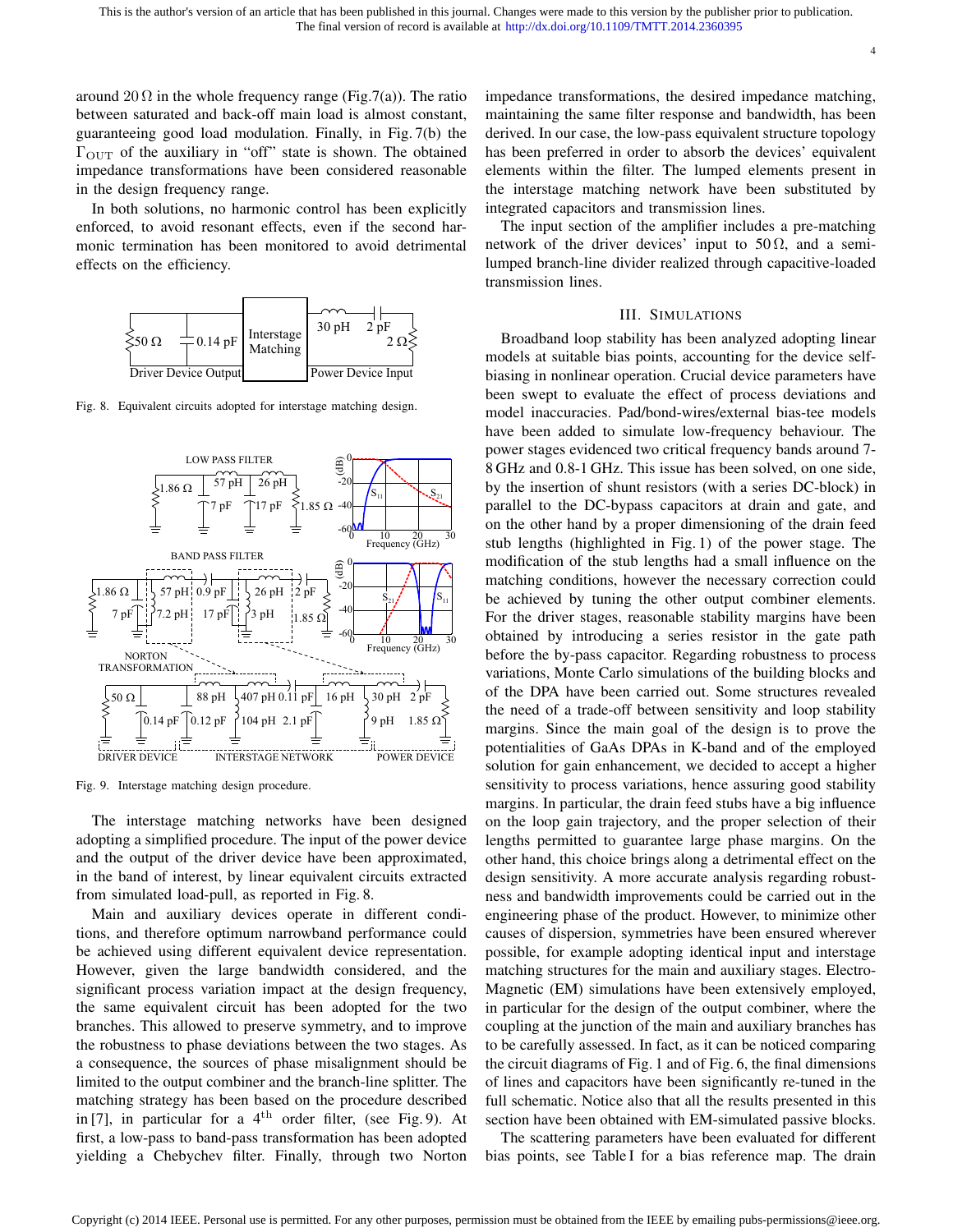around 20 Ω in the whole frequency range (Fig.7(a)). The ratio between saturated and back-off main load is almost constant, guaranteeing good load modulation. Finally, in Fig. 7(b) the $\Gamma_{OUT}$ of the auxiliary in "off" state is shown. The obtained impedance transformations have been considered reasonable in the design frequency range.

In both solutions, no harmonic control has been explicitly enforced, to avoid resonant effects, even if the second harmonic termination has been monitored to avoid detrimental effects on the efficiency.

Fig. 8. Equivalent circuits adopted for interstage matching design.

Fig. 9. Interstage matching design procedure.

The interstage matching networks have been designed adopting a simplified procedure. The input of the power device and the output of the driver device have been approximated, in the band of interest, by linear equivalent circuits extracted from simulated load-pull, as reported in Fig. 8.

Main and auxiliary devices operate in different conditions, and therefore optimum narrowband performance could be achieved using different equivalent device representation. However, given the large bandwidth considered, and the significant process variation impact at the design frequency, the same equivalent circuit has been adopted for the two branches. This allowed to preserve symmetry, and to improve the robustness to phase deviations between the two stages. As a consequence, the sources of phase misalignment should be limited to the output combiner and the branch-line splitter. The matching strategy has been based on the procedure described in [7], in particular for a $4^{th}$ order filter, (see Fig. 9). At first, a low-pass to band-pass transformation has been adopted yielding a Chebychev filter. Finally, through two Norton impedance transformations, the desired impedance matching, maintaining the same filter response and bandwidth, has been derived. In our case, the low-pass equivalent structure topology has been preferred in order to absorb the devices' equivalent elements within the filter. The lumped elements present in the interstage matching network have been substituted by integrated capacitors and transmission lines.

The input section of the amplifier includes a pre-matching network of the driver devices' input to 50 Ω, and a semi-lumped branch-line divider realized through capacitive-loaded transmission lines.

## III. Simulations

Broadband loop stability has been analyzed adopting linear models at suitable bias points, accounting for the device self-biasing in nonlinear operation. Crucial device parameters have been swept to evaluate the effect of process deviations and model inaccuracies. Pad/bond-wires/external bias-tee models have been added to simulate low-frequency behaviour. The power stages evidenced two critical frequency bands around 7-8 GHz and 0.8-1 GHz. This issue has been solved, on one side, by the insertion of shunt resistors (with a series DC-block) in parallel to the DC-bypass capacitors at drain and gate, and on the other hand by a proper dimensioning of the drain feed stub lengths (highlighted in Fig. 1) of the power stage. The modification of the stub lengths had a small influence on the matching conditions, however the necessary correction could be achieved by tuning the other output combiner elements. For the driver stages, reasonable stability margins have been obtained by introducing a series resistor in the gate path before the by-pass capacitor. Regarding robustness to process variations, Monte Carlo simulations of the building blocks and of the DPA have been carried out. Some structures revealed the need of a trade-off between sensitivity and loop stability margins. Since the main goal of the design is to prove the potentialities of GaAs DPAs in K-band and of the employed solution for gain enhancement, we decided to accept a higher sensitivity to process variations, hence assuring good stability margins. In particular, the drain feed stubs have a big influence on the loop gain trajectory, and the proper selection of their lengths permitted to guarantee large phase margins. On the other hand, this choice brings along a detrimental effect on the design sensitivity. A more accurate analysis regarding robustness and bandwidth improvements could be carried out in the engineering phase of the product. However, to minimize other causes of dispersion, symmetries have been ensured wherever possible, for example adopting identical input and interstage matching structures for the main and auxiliary stages. Electro-Magnetic (EM) simulations have been extensively employed, in particular for the design of the output combiner, where the coupling at the junction of the main and auxiliary branches has to be carefully assessed. In fact, as it can be noticed comparing the circuit diagrams of Fig. 1 and of Fig. 6, the final dimensions of lines and capacitors have been significantly re-tuned in the full schematic. Notice also that all the results presented in this section have been obtained with EM-simulated passive blocks.

The scattering parameters have been evaluated for different bias points, see Table I for a bias reference map. The drain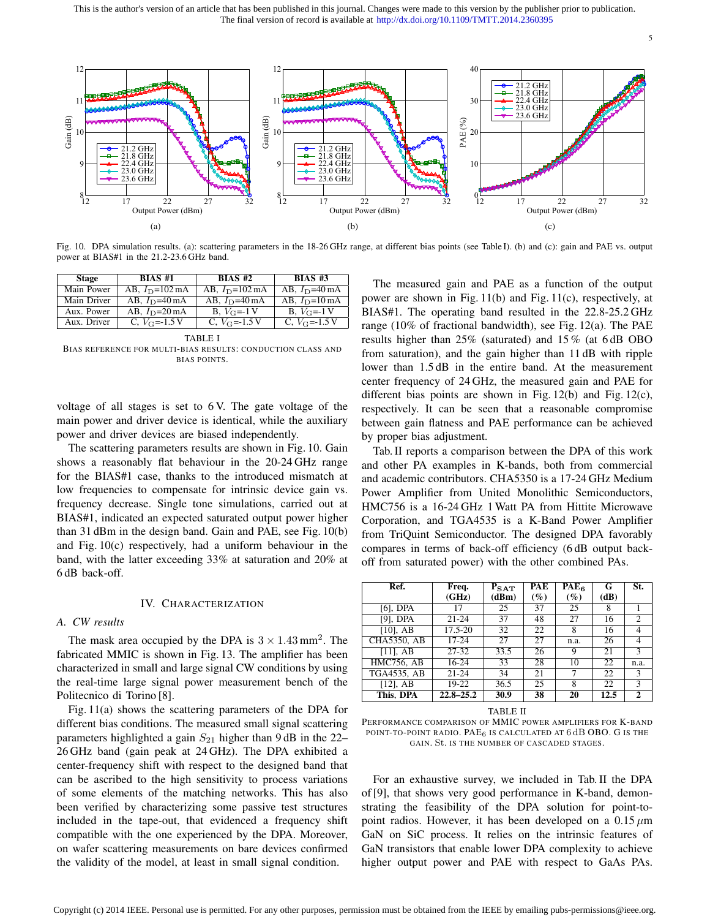This is the author's version of an article that has been published in this journal. Changes were made to this version by the publisher prior to publication. The final version of record is available at http://dx.doi.org/10.1109/TMTT.2014.2360395

Fig. 10. DPA simulation results. (a): scattering parameters in the 18-26 GHz range, at different bias points (see Table I). (b) and (c): gain and PAE vs. output power at BIAS#1 in the 21.2-23.6 GHz band.

| Stage | BIAS #1 | BIAS #2 | BIAS #3 |
|---|---|---|---|
| Main Power | AB, $I_D$=102 mA | AB, $I_D$=102 mA | AB, $I_D$=40 mA |
| Main Driver | AB, $I_D$=40 mA | AB, $I_D$=40 mA | AB, $I_D$=10 mA |
| Aux. Power | AB, $I_D$=20 mA | B, $V_G$=-1 V | B, $V_G$=-1 V |
| Aux. Driver | C, $V_G$=-1.5 V | C, $V_G$=-1.5 V | C, $V_G$=-1.5 V |

TABLE I
BIAS REFERENCE FOR MULTI-BIAS RESULTS: CONDUCTION CLASS AND BIAS POINTS.

voltage of all stages is set to 6 V. The gate voltage of the main power and driver device is identical, while the auxiliary power and driver devices are biased independently.

The scattering parameters results are shown in Fig. 10. Gain shows a reasonably flat behaviour in the 20-24 GHz range for the BIAS#1 case, thanks to the introduced mismatch at low frequencies to compensate for intrinsic device gain vs. frequency decrease. Single tone simulations, carried out at BIAS#1, indicated an expected saturated output power higher than 31 dBm in the design band. Gain and PAE, see Fig. 10(b) and Fig. 10(c) respectively, had a uniform behaviour in the band, with the latter exceeding 33% at saturation and 20% at 6 dB back-off.

## IV. Characterization

### A. CW results

The mask area occupied by the DPA is $3 \times 1.43\,\text{mm}^2$. The fabricated MMIC is shown in Fig. 13. The amplifier has been characterized in small and large signal CW conditions by using the real-time large signal power measurement bench of the Politecnico di Torino [8].

Fig. 11(a) shows the scattering parameters of the DPA for different bias conditions. The measured small signal scattering parameters highlighted a gain $S_{21}$ higher than 9 dB in the 22–26 GHz band (gain peak at 24 GHz). The DPA exhibited a center-frequency shift with respect to the designed band that can be ascribed to the high sensitivity to process variations of some elements of the matching networks. This has also been verified by characterizing some passive test structures included in the tape-out, that evidenced a frequency shift compatible with the one experienced by the DPA. Moreover, on wafer scattering measurements on bare devices confirmed the validity of the model, at least in small signal condition.

The measured gain and PAE as a function of the output power are shown in Fig. 11(b) and Fig. 11(c), respectively, at BIAS#1. The operating band resulted in the 22.8-25.2 GHz range (10% of fractional bandwidth), see Fig. 12(a). The PAE results higher than 25% (saturated) and 15 % (at 6 dB OBO from saturation), and the gain higher than 11 dB with ripple lower than 1.5 dB in the entire band. At the measurement center frequency of 24 GHz, the measured gain and PAE for different bias points are shown in Fig. 12(b) and Fig. 12(c), respectively. It can be seen that a reasonable compromise between gain flatness and PAE performance can be achieved by proper bias adjustment.

Tab. II reports a comparison between the DPA of this work and other PA examples in K-bands, both from commercial and academic contributors. CHA5350 is a 17-24 GHz Medium Power Amplifier from United Monolithic Semiconductors, HMC756 is a 16-24 GHz 1 Watt PA from Hittite Microwave Corporation, and TGA4535 is a K-Band Power Amplifier from TriQuint Semiconductor. The designed DPA favorably compares in terms of back-off efficiency (6 dB output back-off from saturated power) with the other combined PAs.

| Ref. | Freq. (GHz) | $P_{SAT}$ (dBm) | PAE (%) | $PAE_6$ (%) | G (dB) | St. |
|---|---|---|---|---|---|---|
| [6], DPA | 17 | 25 | 37 | 25 | 8 | 1 |
| [9], DPA | 21-24 | 37 | 48 | 27 | 16 | 2 |
| [10], AB | 17.5-20 | 32 | 22 | 8 | 16 | 4 |
| CHA5350, AB | 17-24 | 27 | 27 | n.a. | 26 | 4 |
| [11], AB | 27-32 | 33.5 | 26 | 9 | 21 | 3 |
| HMC756, AB | 16-24 | 33 | 28 | 10 | 22 | n.a. |
| TGA4535, AB | 21-24 | 34 | 21 | 7 | 22 | 3 |
| [12], AB | 19-22 | 36.5 | 25 | 8 | 22 | 3 |
| **This, DPA** | **22.8–25.2** | **30.9** | **38** | **20** | **12.5** | **2** |

TABLE II
PERFORMANCE COMPARISON OF MMIC POWER AMPLIFIERS FOR K-BAND POINT-TO-POINT RADIO. $PAE_6$ IS CALCULATED AT 6 dB OBO. G IS THE GAIN. St. IS THE NUMBER OF CASCADED STAGES.

For an exhaustive survey, we included in Tab. II the DPA of [9], that shows very good performance in K-band, demonstrating the feasibility of the DPA solution for point-to-point radios. However, it has been developed on a 0.15 $\mu$m GaN on SiC process. It relies on the intrinsic features of GaN transistors that enable lower DPA complexity to achieve higher output power and PAE with respect to GaAs PAs.

Copyright (c) 2014 IEEE. Personal use is permitted. For any other purposes, permission must be obtained from the IEEE by emailing pubs-permissions@ieee.org.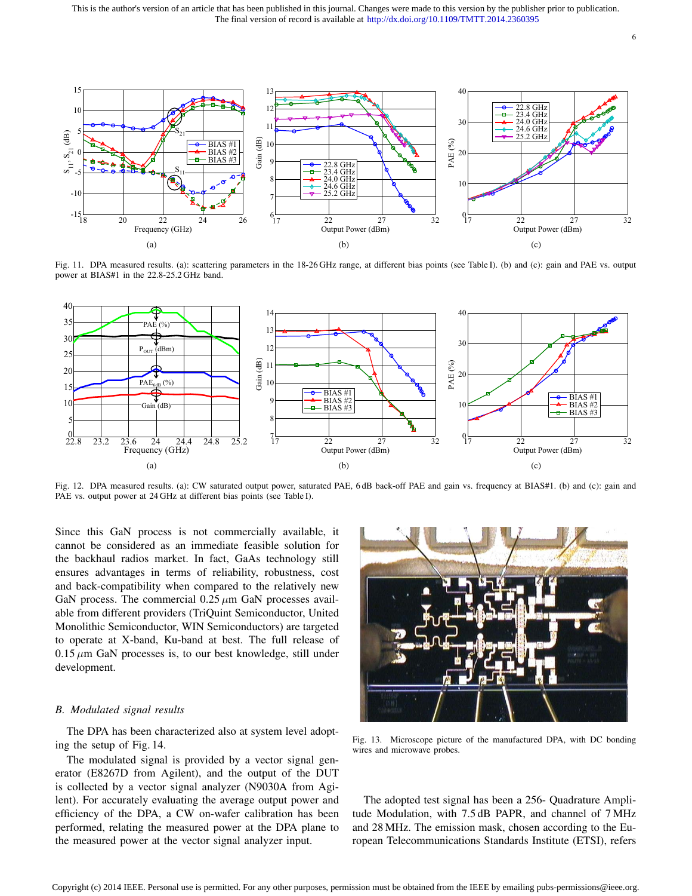Fig. 11. DPA measured results. (a): scattering parameters in the 18-26 GHz range, at different bias points (see Table I). (b) and (c): gain and PAE vs. output power at BIAS#1 in the 22.8-25.2 GHz band.

Fig. 12. DPA measured results. (a): CW saturated output power, saturated PAE, 6 dB back-off PAE and gain vs. frequency at BIAS#1. (b) and (c): gain and PAE vs. output power at 24 GHz at different bias points (see Table I).

Since this GaN process is not commercially available, it cannot be considered as an immediate feasible solution for the backhaul radios market. In fact, GaAs technology still ensures advantages in terms of reliability, robustness, cost and back-compatibility when compared to the relatively new GaN process. The commercial 0.25 $\mu$m GaN processes available from different providers (TriQuint Semiconductor, United Monolithic Semiconductor, WIN Semiconductors) are targeted to operate at X-band, Ku-band at best. The full release of 0.15 $\mu$m GaN processes is, to our best knowledge, still under development.

Fig. 13. Microscope picture of the manufactured DPA, with DC bonding wires and microwave probes.

### B. Modulated signal results

The DPA has been characterized also at system level adopting the setup of Fig. 14.

The modulated signal is provided by a vector signal generator (E8267D from Agilent), and the output of the DUT is collected by a vector signal analyzer (N9030A from Agilent). For accurately evaluating the average output power and efficiency of the DPA, a CW on-wafer calibration has been performed, relating the measured power at the DPA plane to the measured power at the vector signal analyzer input.

The adopted test signal has been a 256- Quadrature Amplitude Modulation, with 7.5 dB PAPR, and channel of 7 MHz and 28 MHz. The emission mask, chosen according to the European Telecommunications Standards Institute (ETSI), refers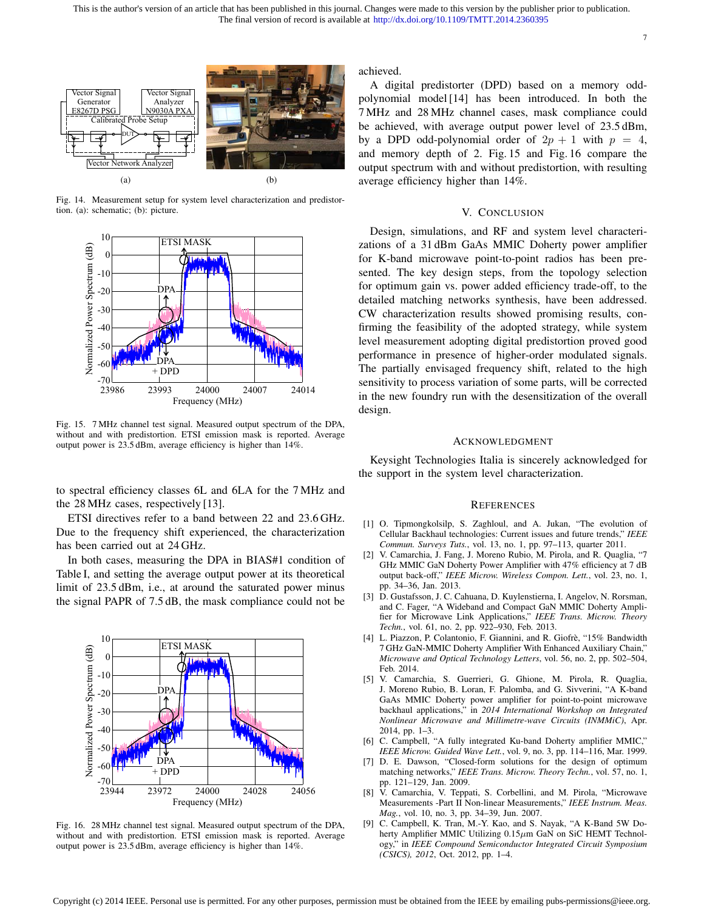Fig. 14. Measurement setup for system level characterization and predistortion. (a): schematic; (b): picture.

Fig. 15. 7 MHz channel test signal. Measured output spectrum of the DPA, without and with predistortion. ETSI emission mask is reported. Average output power is 23.5 dBm, average efficiency is higher than 14%.

to spectral efficiency classes 6L and 6LA for the 7 MHz and the 28 MHz cases, respectively [13].

ETSI directives refer to a band between 22 and 23.6 GHz. Due to the frequency shift experienced, the characterization has been carried out at 24 GHz.

In both cases, measuring the DPA in BIAS#1 condition of Table I, and setting the average output power at its theoretical limit of 23.5 dBm, i.e., at around the saturated power minus the signal PAPR of 7.5 dB, the mask compliance could not be achieved.

Fig. 16. 28 MHz channel test signal. Measured output spectrum of the DPA, without and with predistortion. ETSI emission mask is reported. Average output power is 23.5 dBm, average efficiency is higher than 14%.

A digital predistorter (DPD) based on a memory odd-polynomial model [14] has been introduced. In both the 7 MHz and 28 MHz channel cases, mask compliance could be achieved, with average output power level of 23.5 dBm, by a DPD odd-polynomial order of $2p + 1$ with $p = 4$, and memory depth of 2. Fig. 15 and Fig. 16 compare the output spectrum with and without predistortion, with resulting average efficiency higher than 14%.

## V. Conclusion

Design, simulations, and RF and system level characterizations of a 31 dBm GaAs MMIC Doherty power amplifier for K-band microwave point-to-point radios has been presented. The key design steps, from the topology selection for optimum gain vs. power added efficiency trade-off, to the detailed matching networks synthesis, have been addressed. CW characterization results showed promising results, confirming the feasibility of the adopted strategy, while system level measurement adopting digital predistortion proved good performance in presence of higher-order modulated signals. The partially envisaged frequency shift, related to the high sensitivity to process variation of some parts, will be corrected in the new foundry run with the desensitization of the overall design.

## Acknowledgment

Keysight Technologies Italia is sincerely acknowledged for the support in the system level characterization.

## References

[1] O. Tipmongkolsilp, S. Zaghloul, and A. Jukan, "The evolution of Cellular Backhaul technologies: Current issues and future trends," *IEEE Commun. Surveys Tuts.*, vol. 13, no. 1, pp. 97–113, quarter 2011.

[2] V. Camarchia, J. Fang, J. Moreno Rubio, M. Pirola, and R. Quaglia, "7 GHz MMIC GaN Doherty Power Amplifier with 47% efficiency at 7 dB output back-off," *IEEE Microw. Wireless Compon. Lett.*, vol. 23, no. 1, pp. 34–36, Jan. 2013.

[3] D. Gustafsson, J. C. Cahuana, D. Kuylenstierna, I. Angelov, N. Rorsman, and C. Fager, "A Wideband and Compact GaN MMIC Doherty Amplifier for Microwave Link Applications," *IEEE Trans. Microw. Theory Techn.*, vol. 61, no. 2, pp. 922–930, Feb. 2013.

[4] L. Piazzon, P. Colantonio, F. Giannini, and R. Giofrè, "15% Bandwidth 7 GHz GaN-MMIC Doherty Amplifier With Enhanced Auxiliary Chain," *Microwave and Optical Technology Letters*, vol. 56, no. 2, pp. 502–504, Feb. 2014.

[5] V. Camarchia, S. Guerrieri, G. Ghione, M. Pirola, R. Quaglia, J. Moreno Rubio, B. Loran, F. Palomba, and G. Sivverini, "A K-band GaAs MMIC Doherty power amplifier for point-to-point microwave backhaul applications," in *2014 International Workshop on Integrated Nonlinear Microwave and Millimetre-wave Circuits (INMMiC)*, Apr. 2014, pp. 1–3.

[6] C. Campbell, "A fully integrated Ku-band Doherty amplifier MMIC," *IEEE Microw. Guided Wave Lett.*, vol. 9, no. 3, pp. 114–116, Mar. 1999.

[7] D. E. Dawson, "Closed-form solutions for the design of optimum matching networks," *IEEE Trans. Microw. Theory Techn.*, vol. 57, no. 1, pp. 121–129, Jan. 2009.

[8] V. Camarchia, V. Teppati, S. Corbellini, and M. Pirola, "Microwave Measurements -Part II Non-linear Measurements," *IEEE Instrum. Meas. Mag.*, vol. 10, no. 3, pp. 34–39, Jun. 2007.

[9] C. Campbell, K. Tran, M.-Y. Kao, and S. Nayak, "A K-Band 5W Doherty Amplifier MMIC Utilizing 0.15$\mu$m GaN on SiC HEMT Technology," in *IEEE Compound Semiconductor Integrated Circuit Symposium (CSICS), 2012*, Oct. 2012, pp. 1–4.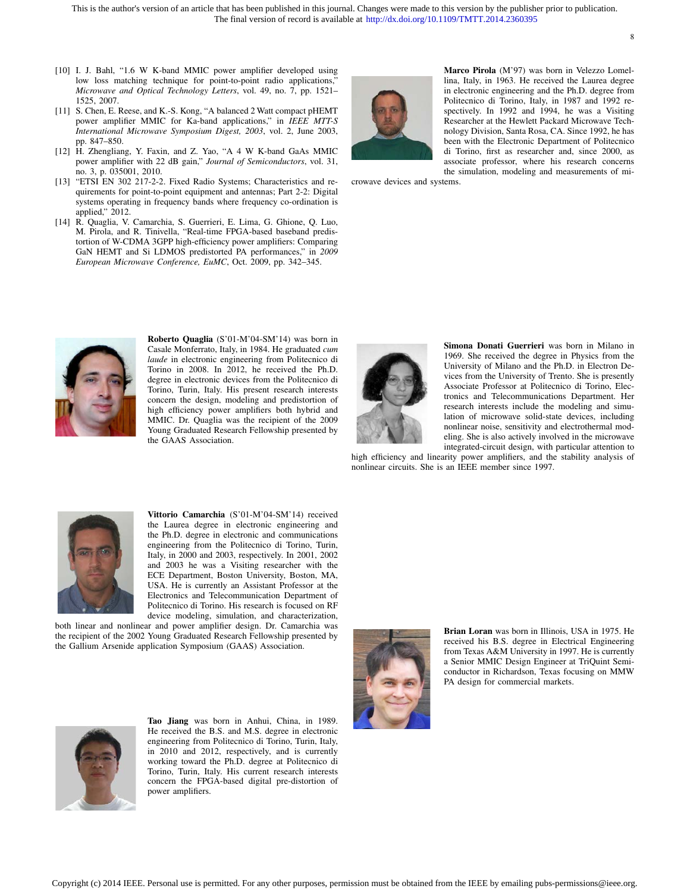[10] I. J. Bahl, "1.6 W K-band MMIC power amplifier developed using low loss matching technique for point-to-point radio applications," *Microwave and Optical Technology Letters*, vol. 49, no. 7, pp. 1521–1525, 2007.

[11] S. Chen, E. Reese, and K.-S. Kong, "A balanced 2 Watt compact pHEMT power amplifier MMIC for Ka-band applications," in *IEEE MTT-S International Microwave Symposium Digest, 2003*, vol. 2, June 2003, pp. 847–850.

[12] H. Zhengliang, Y. Faxin, and Z. Yao, "A 4 W K-band GaAs MMIC power amplifier with 22 dB gain," *Journal of Semiconductors*, vol. 31, no. 3, p. 035001, 2010.

[13] "ETSI EN 302 217-2-2. Fixed Radio Systems; Characteristics and requirements for point-to-point equipment and antennas; Part 2-2: Digital systems operating in frequency bands where frequency co-ordination is applied," 2012.

[14] R. Quaglia, V. Camarchia, S. Guerrieri, E. Lima, G. Ghione, Q. Luo, M. Pirola, and R. Tinivella, "Real-time FPGA-based baseband predistortion of W-CDMA 3GPP high-efficiency power amplifiers: Comparing GaN HEMT and Si LDMOS predistorted PA performances," in *2009 European Microwave Conference, EuMC*, Oct. 2009, pp. 342–345.

**Roberto Quaglia** (S'01-M'04-SM'14) was born in Casale Monferrato, Italy, in 1984. He graduated *cum laude* in electronic engineering from Politecnico di Torino in 2008. In 2012, he received the Ph.D. degree in electronic devices from the Politecnico di Torino, Turin, Italy. His present research interests concern the design, modeling and predistortion of high efficiency power amplifiers both hybrid and MMIC. Dr. Quaglia was the recipient of the 2009 Young Graduated Research Fellowship presented by the GAAS Association.

**Vittorio Camarchia** (S'01-M'04-SM'14) received the Laurea degree in electronic engineering and the Ph.D. degree in electronic and communications engineering from the Politecnico di Torino, Turin, Italy, in 2000 and 2003, respectively. In 2001, 2002 and 2003 he was a Visiting researcher with the ECE Department, Boston University, Boston, MA, USA. He is currently an Assistant Professor at the Electronics and Telecommunication Department of Politecnico di Torino. His research is focused on RF device modeling, simulation, and characterization, both linear and nonlinear and power amplifier design. Dr. Camarchia was the recipient of the 2002 Young Graduated Research Fellowship presented by the Gallium Arsenide application Symposium (GAAS) Association.

**Tao Jiang** was born in Anhui, China, in 1989. He received the B.S. and M.S. degree in electronic engineering from Politecnico di Torino, Turin, Italy, in 2010 and 2012, respectively, and is currently working toward the Ph.D. degree at Politecnico di Torino, Turin, Italy. His current research interests concern the FPGA-based digital pre-distortion of power amplifiers.

**Marco Pirola** (M'97) was born in Velezzo Lomellina, Italy, in 1963. He received the Laurea degree in electronic engineering and the Ph.D. degree from Politecnico di Torino, Italy, in 1987 and 1992 respectively. In 1992 and 1994, he was a Visiting Researcher at the Hewlett Packard Microwave Technology Division, Santa Rosa, CA. Since 1992, he has been with the Electronic Department of Politecnico di Torino, first as researcher and, since 2000, as associate professor, where his research concerns the simulation, modeling and measurements of microwave devices and systems.

**Simona Donati Guerrieri** was born in Milano in 1969. She received the degree in Physics from the University of Milano and the Ph.D. in Electron Devices from the University of Trento. She is presently Associate Professor at Politecnico di Torino, Electronics and Telecommunications Department. Her research interests include the modeling and simulation of microwave solid-state devices, including nonlinear noise, sensitivity and electrothermal modeling. She is also actively involved in the microwave integrated-circuit design, with particular attention to high efficiency and linearity power amplifiers, and the stability analysis of nonlinear circuits. She is an IEEE member since 1997.

**Brian Loran** was born in Illinois, USA in 1975. He received his B.S. degree in Electrical Engineering from Texas A&M University in 1997. He is currently a Senior MMIC Design Engineer at TriQuint Semiconductor in Richardson, Texas focusing on MMW PA design for commercial markets.